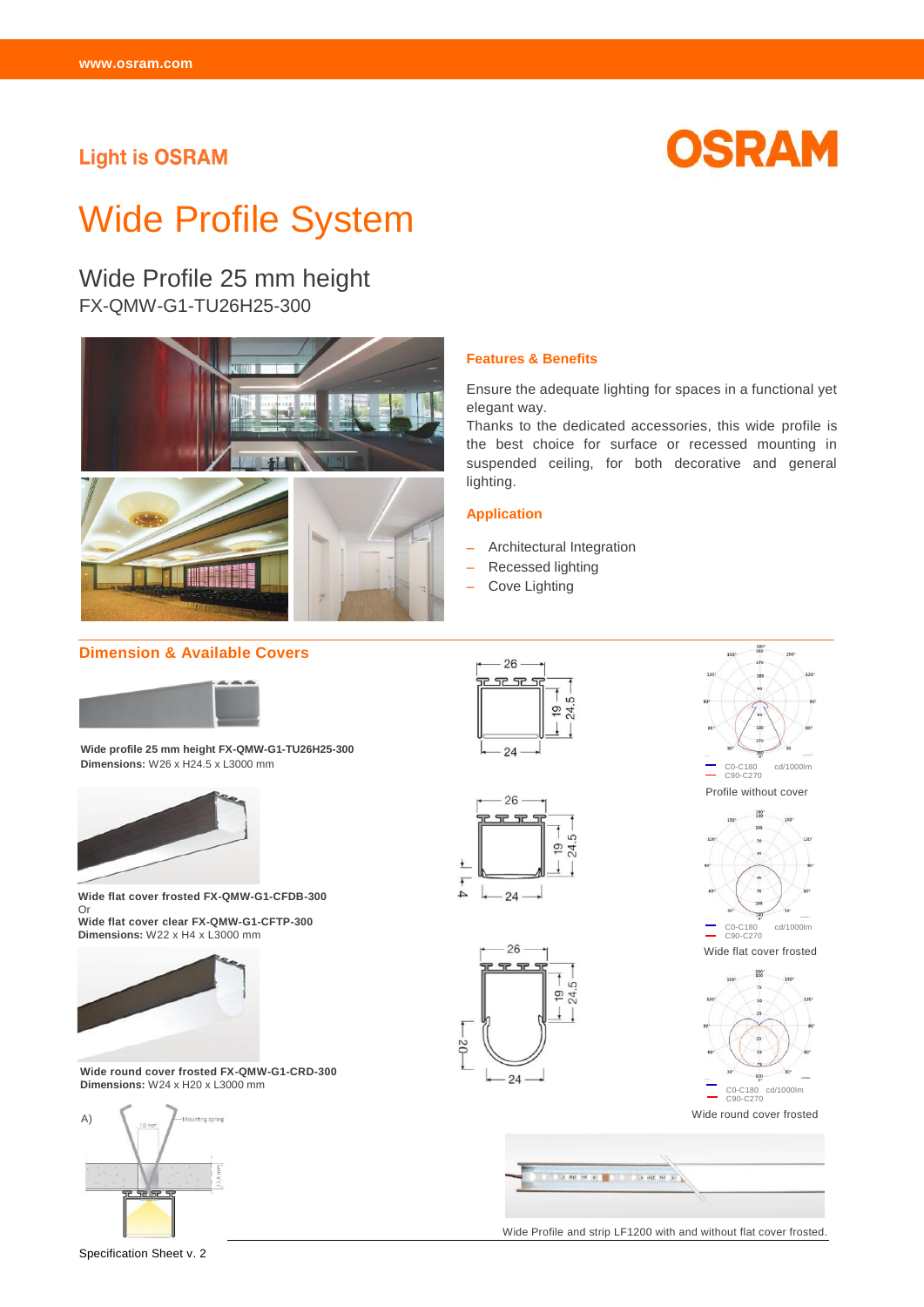Light is OSRAM

# Wide Profile System

## Wide Profile 25 mm height

FX-QMW-G1-TU26H25-300

### Features & Benefits

Ensure the adequate lighting for spaces in a functional yet elegant way.
Thanks to the dedicated accessories, this wide profile is the best choice for surface or recessed mounting in suspended ceiling, for both decorative and general lighting.

### Application

- Architectural Integration
- Recessed lighting
- Cove Lighting

### Dimension & Available Covers

**Wide profile 25 mm height FX-QMW-G1-TU26H25-300**
**Dimensions:** W26 x H24.5 x L3000 mm

26
19
24.5
24

C0-C180 cd/1000lm
C90-C270

Profile without cover

**Wide flat cover frosted FX-QMW-G1-CFDB-300**
Or
**Wide flat cover clear FX-QMW-G1-CFTP-300**
**Dimensions:** W22 x H4 x L3000 mm

26
4
19
24.5
24

C0-C180 cd/1000lm
C90-C270

Wide flat cover frosted

**Wide round cover frosted FX-QMW-G1-CRD-300**
**Dimensions:** W24 x H20 x L3000 mm

26
20
19
24.5
24

C0-C180 cd/1000lm
C90-C270

Wide round cover frosted

A)
10 mm
Mounting spring
12.5 mm

Wide Profile and strip LF1200 with and without flat cover frosted.

Specification Sheet v. 2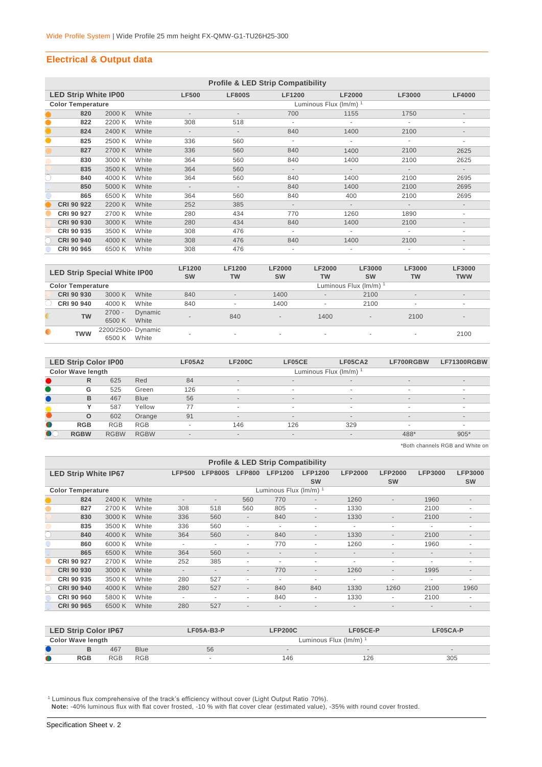Wide Profile System | Wide Profile 25 mm height FX-QMW-G1-TU26H25-300

## Electrical & Output data

**Profile & LED Strip Compatibility**

| LED Strip White IP00 | | | LF500 | LF800S | LF1200 | LF2000 | LF3000 | LF4000 |
|---|---|---|---|---|---|---|---|---|
| Color Temperature | | | Luminous Flux (lm/m) [1] | | | | | |
| 820 | 2000 K | White | - | - | 700 | 1155 | 1750 | - |
| 822 | 2200 K | White | 308 | 518 | - | - | - | - |
| 824 | 2400 K | White | - | - | 840 | 1400 | 2100 | - |
| 825 | 2500 K | White | 336 | 560 | - | - | - | - |
| 827 | 2700 K | White | 336 | 560 | 840 | 1400 | 2100 | 2625 |
| 830 | 3000 K | White | 364 | 560 | 840 | 1400 | 2100 | 2625 |
| 835 | 3500 K | White | 364 | 560 | - | - | - | - |
| 840 | 4000 K | White | 364 | 560 | 840 | 1400 | 2100 | 2695 |
| 850 | 5000 K | White | - | - | 840 | 1400 | 2100 | 2695 |
| 865 | 6500 K | White | 364 | 560 | 840 | 400 | 2100 | 2695 |
| CRI 90 922 | 2200 K | White | 252 | 385 | - | - | - | - |
| CRI 90 927 | 2700 K | White | 280 | 434 | 770 | 1260 | 1890 | - |
| CRI 90 930 | 3000 K | White | 280 | 434 | 840 | 1400 | 2100 | - |
| CRI 90 935 | 3500 K | White | 308 | 476 | - | - | - | - |
| CRI 90 940 | 4000 K | White | 308 | 476 | 840 | 1400 | 2100 | - |
| CRI 90 965 | 6500 K | White | 308 | 476 | - | - | - | - |

| LED Strip Special White IP00 | | | LF1200 SW | LF1200 TW | LF2000 SW | LF2000 TW | LF3000 SW | LF3000 TW | LF3000 TWW |
|---|---|---|---|---|---|---|---|---|---|
| Color Temperature | | | Luminous Flux (lm/m) [1] | | | | | | |
| CRI 90 930 | 3000 K | White | 840 | - | 1400 | - | 2100 | - | - |
| CRI 90 940 | 4000 K | White | 840 | - | 1400 | - | 2100 | - | - |
| TW | 2700 - 6500 K | Dynamic White | - | 840 | - | 1400 | - | 2100 | - |
| TWW | 2200/2500- 6500 K | Dynamic White | - | - | - | - | - | - | 2100 |

| LED Strip Color IP00 | | | LF05A2 | LF200C | LF05CE | LF05CA2 | LF700RGBW | LF71300RGBW |
|---|---|---|---|---|---|---|---|---|
| Color Wave length | | | Luminous Flux (lm/m) [1] | | | | | |
| R | 625 | Red | 84 | - | - | - | - | - |
| G | 525 | Green | 126 | - | - | - | - | - |
| B | 467 | Blue | 56 | - | - | - | - | - |
| Y | 587 | Yellow | 77 | - | - | - | - | - |
| O | 602 | Orange | 91 | - | - | - | - | - |
| RGB | RGB | RGB | - | 146 | 126 | 329 | - | - |
| RGBW | RGBW | RGBW | - | - | - | - | 488* | 905* |

*Both channels RGB and White on

**Profile & LED Strip Compatibility**

| LED Strip White IP67 | | | LFP500 | LFP800S | LFP800 | LFP1200 | LFP1200 SW | LFP2000 | LFP2000 SW | LFP3000 | LFP3000 SW |
|---|---|---|---|---|---|---|---|---|---|---|---|
| Color Temperature | | | Luminous Flux (lm/m) [1] | | | | | | | | |
| 824 | 2400 K | White | - | - | 560 | 770 | - | 1260 | - | 1960 | - |
| 827 | 2700 K | White | 308 | 518 | 560 | 805 | - | 1330 | | 2100 | - |
| 830 | 3000 K | White | 336 | 560 | - | 840 | - | 1330 | - | 2100 | - |
| 835 | 3500 K | White | 336 | 560 | - | - | - | - | - | - | - |
| 840 | 4000 K | White | 364 | 560 | - | 840 | - | 1330 | - | 2100 | - |
| 860 | 6000 K | White | - | - | - | 770 | - | 1260 | - | 1960 | - |
| 865 | 6500 K | White | 364 | 560 | - | - | - | - | - | - | - |
| CRI 90 927 | 2700 K | White | 252 | 385 | - | - | - | - | - | - | - |
| CRI 90 930 | 3000 K | White | - | - | - | 770 | - | 1260 | - | 1995 | - |
| CRI 90 935 | 3500 K | White | 280 | 527 | - | - | - | - | - | - | - |
| CRI 90 940 | 4000 K | White | 280 | 527 | - | 840 | 840 | 1330 | 1260 | 2100 | 1960 |
| CRI 90 960 | 5800 K | White | - | - | - | 840 | - | 1330 | - | 2100 | - |
| CRI 90 965 | 6500 K | White | 280 | 527 | - | - | - | - | - | - | - |

| LED Strip Color IP67 | | | LF05A-B3-P | LFP200C | LF05CE-P | LF05CA-P |
|---|---|---|---|---|---|---|
| Color Wave length | | | Luminous Flux (lm/m) [1] | | | |
| B | 467 | Blue | 56 | - | - | - |
| RGB | RGB | RGB | - | 146 | 126 | 305 |

[1] Luminous flux comprehensive of the track's efficiency without cover (Light Output Ratio 70%).
**Note:** -40% luminous flux with flat cover frosted, -10 % with flat cover clear (estimated value), -35% with round cover frosted.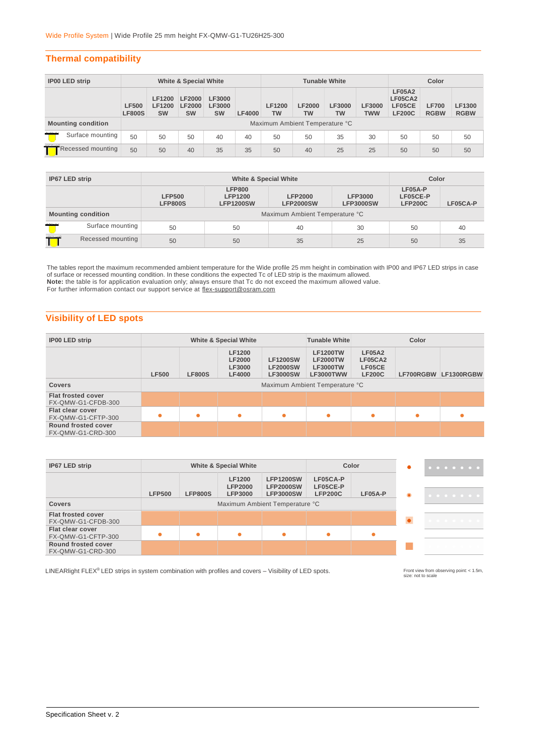Wide Profile System | Wide Profile 25 mm height FX-QMW-G1-TU26H25-300

## Thermal compatibility

| IP00 LED strip | White & Special White | | | | | Tunable White | | | | Color | | |
|---|---|---|---|---|---|---|---|---|---|---|---|---|
| | LF500 LF800S | LF1200 LF1200 SW | LF2000 LF2000 SW | LF3000 LF3000 SW | LF4000 | LF1200 TW | LF2000 TW | LF3000 TW | LF3000 TWW | LF05A2 LF05CA2 LF05CE LF200C | LF700 RGBW | LF1300 RGBW |
| **Mounting condition** | Maximum Ambient Temperature °C | | | | | | | | | | | |
| Surface mounting | 50 | 50 | 50 | 40 | 40 | 50 | 50 | 35 | 30 | 50 | 50 | 50 |
| Recessed mounting | 50 | 50 | 40 | 35 | 35 | 50 | 40 | 25 | 25 | 50 | 50 | 50 |

| IP67 LED strip | White & Special White | | | | Color | |
|---|---|---|---|---|---|---|
| | LFP500 LFP800S | LFP800 LFP1200 LFP1200SW | LFP2000 LFP2000SW | LFP3000 LFP3000SW | LF05A-P LF05CE-P LFP200C | LF05CA-P |
| **Mounting condition** | Maximum Ambient Temperature °C | | | | | |
| Surface mounting | 50 | 50 | 40 | 30 | 50 | 40 |
| Recessed mounting | 50 | 50 | 35 | 25 | 50 | 35 |

The tables report the maximum recommended ambient temperature for the Wide profile 25 mm height in combination with IP00 and IP67 LED strips in case of surface or recessed mounting condition. In these conditions the expected Tc of LED strip is the maximum allowed.
**Note:** the table is for application evaluation only; always ensure that Tc do not exceed the maximum allowed value.
For further information contact our support service at flex-support@osram.com

## Visibility of LED spots

| IP00 LED strip | White & Special White | | | | Tunable White | Color | | |
|---|---|---|---|---|---|---|---|---|
| | LF500 | LF800S | LF1200 LF2000 LF3000 LF4000 | LF1200SW LF2000SW LF3000SW | LF1200TW LF2000TW LF3000TW LF3000TWW | LF05A2 LF05CA2 LF05CE LF200C | LF700RGBW | LF1300RGBW |
| **Covers** | Maximum Ambient Temperature °C | | | | | | | |
| **Flat frosted cover** FX-QMW-G1-CFDB-300 | ■ | ■ | ■ | ■ | ■ | ■ | ■ | ■ |
| **Flat clear cover** FX-QMW-G1-CFTP-300 | ● | ● | ● | ● | ● | ● | ● | ● |
| **Round frosted cover** FX-QMW-G1-CRD-300 | ■ | ■ | ■ | ■ | ■ | ■ | ■ | ■ |

| IP67 LED strip | White & Special White | | | | Color | |
|---|---|---|---|---|---|---|
| | LFP500 | LFP800S | LF1200 LFP2000 LFP3000 | LFP1200SW LFP2000SW LFP3000SW | LF05CA-P LF05CE-P LFP200C | LF05A-P |
| **Covers** | Maximum Ambient Temperature °C | | | | | |
| **Flat frosted cover** FX-QMW-G1-CFDB-300 | ■ | ■ | ■ | ■ | ■ | ■ |
| **Flat clear cover** FX-QMW-G1-CFTP-300 | ● | ● | ● | ● | ● | ● |
| **Round frosted cover** FX-QMW-G1-CRD-300 | ■ | ■ | ■ | ■ | ■ | ■ |

LINEARlight FLEX® LED strips in system combination with profiles and covers – Visibility of LED spots.

Front view from observing point: < 1.5m, size: not to scale

Specification Sheet v. 2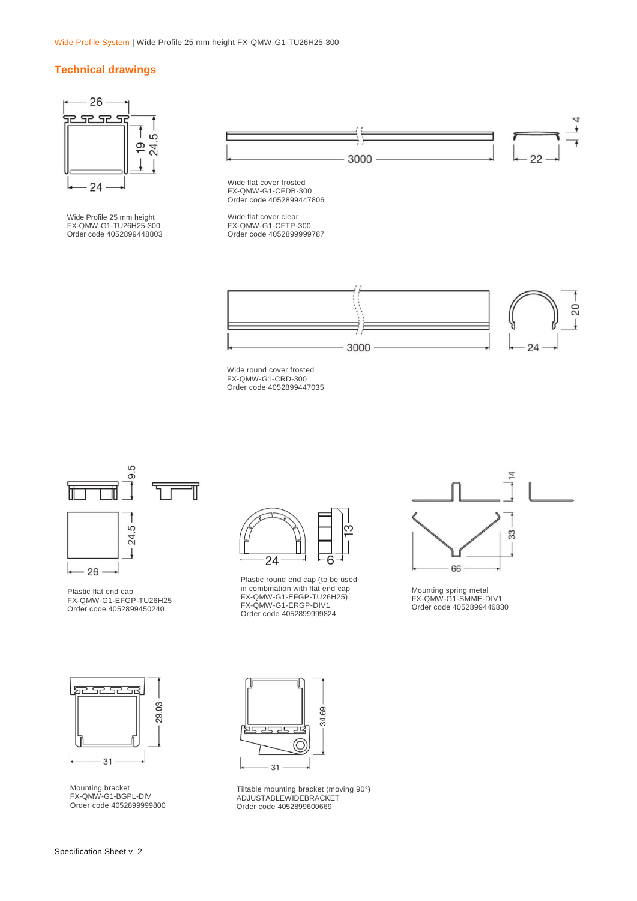## Technical drawings

26

19

24.5

24

Wide Profile 25 mm height
FX-QMW-G1-TU26H25-300
Order code 4052899448803

3000

22

4

Wide flat cover frosted
FX-QMW-G1-CFDB-300
Order code 4052899447806

Wide flat cover clear
FX-QMW-G1-CFTP-300
Order code 4052899999787

3000

24

20

Wide round cover frosted
FX-QMW-G1-CRD-300
Order code 4052899447035

9.5

24.5

26

Plastic flat end cap
FX-QMW-G1-EFGP-TU26H25
Order code 4052899450240

24

6

13

Plastic round end cap (to be used in combination with flat end cap FX-QMW-G1-EFGP-TU26H25)
FX-QMW-G1-ERGP-DIV1
Order code 4052899999824

14

33

66

Mounting spring metal
FX-QMW-G1-SMME-DIV1
Order code 4052899446830

29.03

31

Mounting bracket
FX-QMW-G1-BGPL-DIV
Order code 4052899999800

34.69

31

Tiltable mounting bracket (moving 90°)
ADJUSTABLEWIDEBRACKET
Order code 4052899600669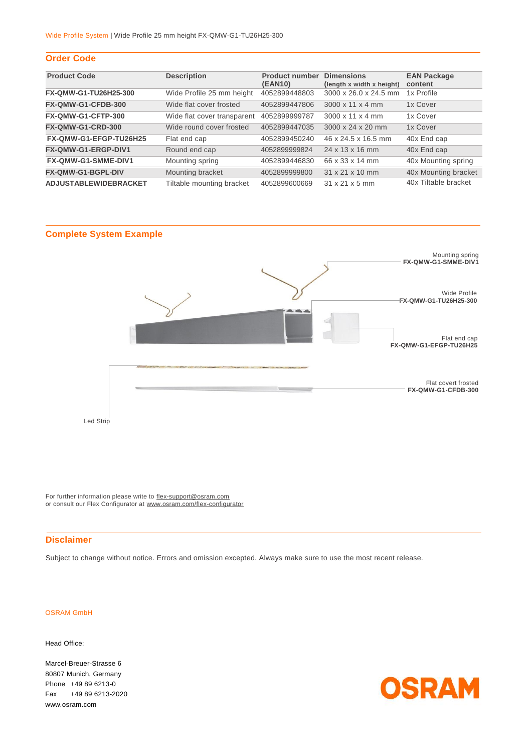## Order Code

| Product Code | Description | Product number (EAN10) | Dimensions (length x width x height) | EAN Package content |
|---|---|---|---|---|
| **FX-QMW-G1-TU26H25-300** | Wide Profile 25 mm height | 4052899448803 | 3000 x 26.0 x 24.5 mm | 1x Profile |
| **FX-QMW-G1-CFDB-300** | Wide flat cover frosted | 4052899447806 | 3000 x 11 x 4 mm | 1x Cover |
| **FX-QMW-G1-CFTP-300** | Wide flat cover transparent | 4052899999787 | 3000 x 11 x 4 mm | 1x Cover |
| **FX-QMW-G1-CRD-300** | Wide round cover frosted | 4052899447035 | 3000 x 24 x 20 mm | 1x Cover |
| **FX-QMW-G1-EFGP-TU26H25** | Flat end cap | 4052899450240 | 46 x 24.5 x 16.5 mm | 40x End cap |
| **FX-QMW-G1-ERGP-DIV1** | Round end cap | 4052899999824 | 24 x 13 x 16 mm | 40x End cap |
| **FX-QMW-G1-SMME-DIV1** | Mounting spring | 4052899446830 | 66 x 33 x 14 mm | 40x Mounting spring |
| **FX-QMW-G1-BGPL-DIV** | Mounting bracket | 4052899999800 | 31 x 21 x 10 mm | 40x Mounting bracket |
| **ADJUSTABLEWIDEBRACKET** | Tiltable mounting bracket | 4052899600669 | 31 x 21 x 5 mm | 40x Tiltable bracket |

## Complete System Example

Mounting spring
**FX-QMW-G1-SMME-DIV1**

Wide Profile
**FX-QMW-G1-TU26H25-300**

Flat end cap
**FX-QMW-G1-EFGP-TU26H25**

Flat covert frosted
**FX-QMW-G1-CFDB-300**

Led Strip

For further information please write to flex-support@osram.com
or consult our Flex Configurator at www.osram.com/flex-configurator

## Disclaimer

Subject to change without notice. Errors and omission excepted. Always make sure to use the most recent release.

OSRAM GmbH

Head Office:

Marcel-Breuer-Strasse 6
80807 Munich, Germany
Phone +49 89 6213-0
Fax +49 89 6213-2020
www.osram.com

OSRAM